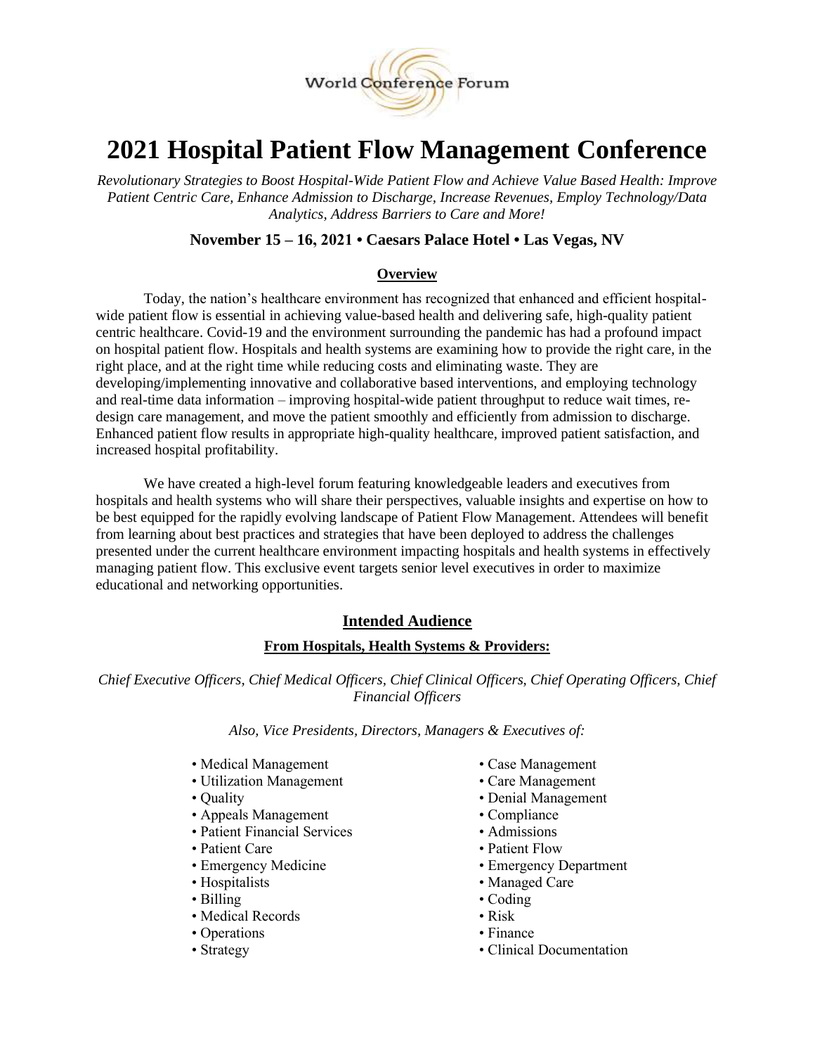World Conference Forum

# 2021 Hospital Patient Flow Management Conference

*Revolutionary Strategies to Boost Hospital-Wide Patient Flow and Achieve Value Based Health: Improve Patient Centric Care, Enhance Admission to Discharge, Increase Revenues, Employ Technology/Data Analytics, Address Barriers to Care and More!*

**November 15 – 16, 2021 • Caesars Palace Hotel • Las Vegas, NV**

## Overview

Today, the nation's healthcare environment has recognized that enhanced and efficient hospital-wide patient flow is essential in achieving value-based health and delivering safe, high-quality patient centric healthcare. Covid-19 and the environment surrounding the pandemic has had a profound impact on hospital patient flow. Hospitals and health systems are examining how to provide the right care, in the right place, and at the right time while reducing costs and eliminating waste. They are developing/implementing innovative and collaborative based interventions, and employing technology and real-time data information – improving hospital-wide patient throughput to reduce wait times, re-design care management, and move the patient smoothly and efficiently from admission to discharge. Enhanced patient flow results in appropriate high-quality healthcare, improved patient satisfaction, and increased hospital profitability.

We have created a high-level forum featuring knowledgeable leaders and executives from hospitals and health systems who will share their perspectives, valuable insights and expertise on how to be best equipped for the rapidly evolving landscape of Patient Flow Management. Attendees will benefit from learning about best practices and strategies that have been deployed to address the challenges presented under the current healthcare environment impacting hospitals and health systems in effectively managing patient flow. This exclusive event targets senior level executives in order to maximize educational and networking opportunities.

## Intended Audience

### From Hospitals, Health Systems & Providers:

*Chief Executive Officers, Chief Medical Officers, Chief Clinical Officers, Chief Operating Officers, Chief Financial Officers*

*Also, Vice Presidents, Directors, Managers & Executives of:*

- Medical Management
- Utilization Management
- Quality
- Appeals Management
- Patient Financial Services
- Patient Care
- Emergency Medicine
- Hospitalists
- Billing
- Medical Records
- Operations
- Strategy
- Case Management
- Care Management
- Denial Management
- Compliance
- Admissions
- Patient Flow
- Emergency Department
- Managed Care
- Coding
- Risk
- Finance
- Clinical Documentation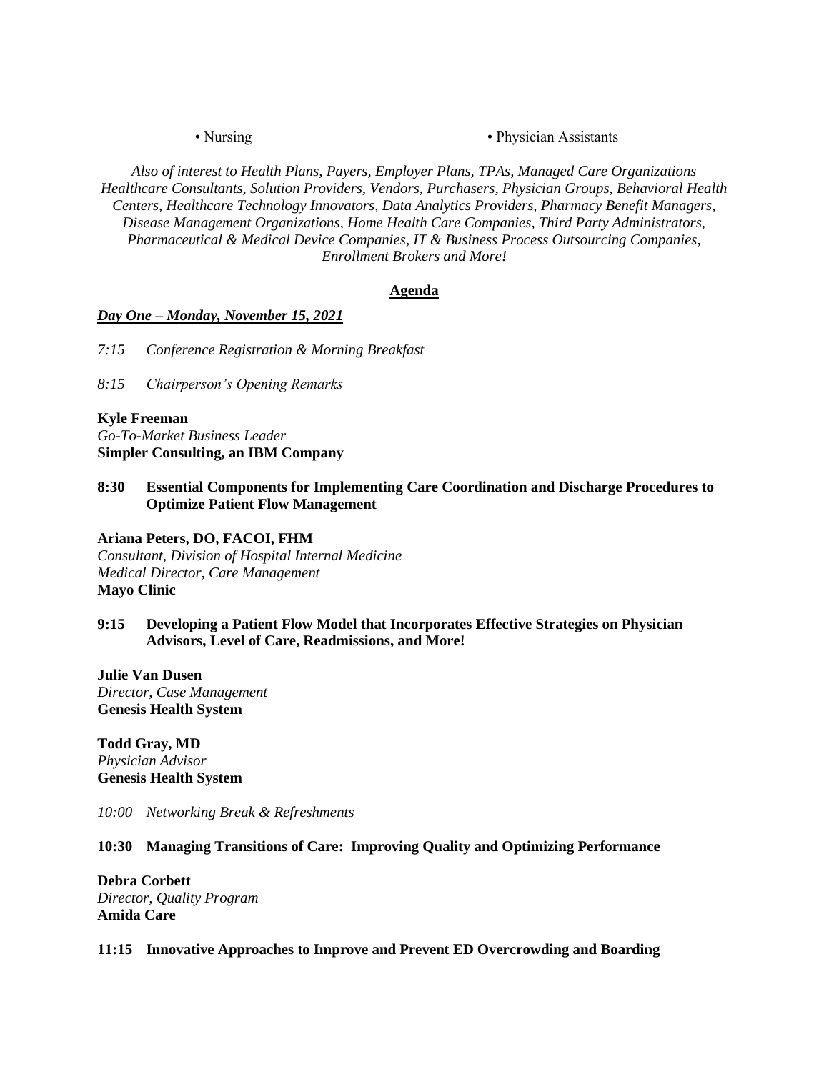- Nursing
- Physician Assistants

*Also of interest to Health Plans, Payers, Employer Plans, TPAs, Managed Care Organizations Healthcare Consultants, Solution Providers, Vendors, Purchasers, Physician Groups, Behavioral Health Centers, Healthcare Technology Innovators, Data Analytics Providers, Pharmacy Benefit Managers, Disease Management Organizations, Home Health Care Companies, Third Party Administrators, Pharmaceutical & Medical Device Companies, IT & Business Process Outsourcing Companies, Enrollment Brokers and More!*

## Agenda

### *Day One – Monday, November 15, 2021*

*7:15 Conference Registration & Morning Breakfast*

*8:15 Chairperson's Opening Remarks*

**Kyle Freeman**
*Go-To-Market Business Leader*
**Simpler Consulting, an IBM Company**

**8:30 Essential Components for Implementing Care Coordination and Discharge Procedures to Optimize Patient Flow Management**

**Ariana Peters, DO, FACOI, FHM**
*Consultant, Division of Hospital Internal Medicine*
*Medical Director, Care Management*
**Mayo Clinic**

**9:15 Developing a Patient Flow Model that Incorporates Effective Strategies on Physician Advisors, Level of Care, Readmissions, and More!**

**Julie Van Dusen**
*Director, Case Management*
**Genesis Health System**

**Todd Gray, MD**
*Physician Advisor*
**Genesis Health System**

*10:00 Networking Break & Refreshments*

**10:30 Managing Transitions of Care: Improving Quality and Optimizing Performance**

**Debra Corbett**
*Director, Quality Program*
**Amida Care**

**11:15 Innovative Approaches to Improve and Prevent ED Overcrowding and Boarding**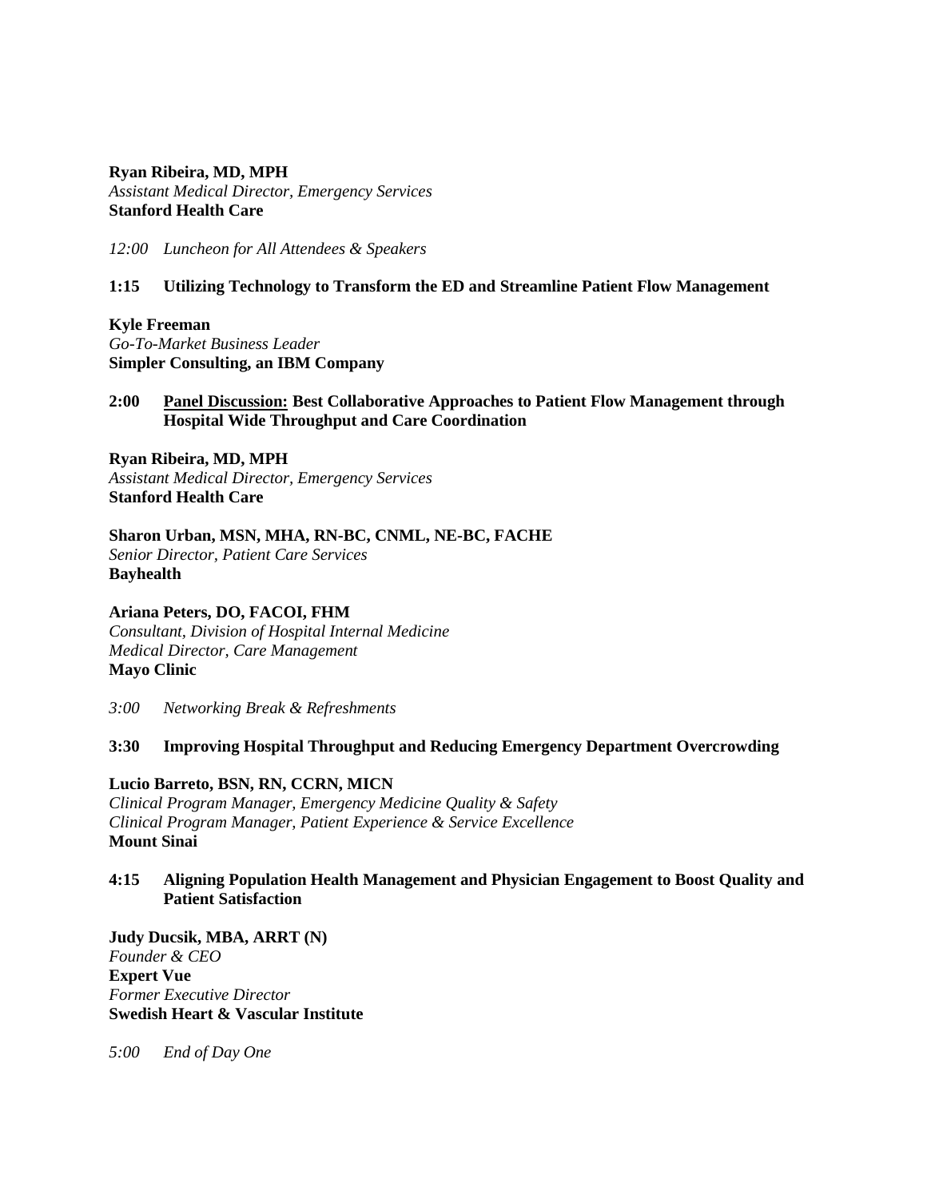**Ryan Ribeira, MD, MPH**
*Assistant Medical Director, Emergency Services*
**Stanford Health Care**

*12:00 Luncheon for All Attendees & Speakers*

**1:15 Utilizing Technology to Transform the ED and Streamline Patient Flow Management**

**Kyle Freeman**
*Go-To-Market Business Leader*
**Simpler Consulting, an IBM Company**

**2:00 <u>Panel Discussion:</u> Best Collaborative Approaches to Patient Flow Management through Hospital Wide Throughput and Care Coordination**

**Ryan Ribeira, MD, MPH**
*Assistant Medical Director, Emergency Services*
**Stanford Health Care**

**Sharon Urban, MSN, MHA, RN-BC, CNML, NE-BC, FACHE**
*Senior Director, Patient Care Services*
**Bayhealth**

**Ariana Peters, DO, FACOI, FHM**
*Consultant, Division of Hospital Internal Medicine*
*Medical Director, Care Management*
**Mayo Clinic**

*3:00 Networking Break & Refreshments*

**3:30 Improving Hospital Throughput and Reducing Emergency Department Overcrowding**

**Lucio Barreto, BSN, RN, CCRN, MICN**
*Clinical Program Manager, Emergency Medicine Quality & Safety*
*Clinical Program Manager, Patient Experience & Service Excellence*
**Mount Sinai**

**4:15 Aligning Population Health Management and Physician Engagement to Boost Quality and Patient Satisfaction**

**Judy Ducsik, MBA, ARRT (N)**
*Founder & CEO*
**Expert Vue**
*Former Executive Director*
**Swedish Heart & Vascular Institute**

*5:00 End of Day One*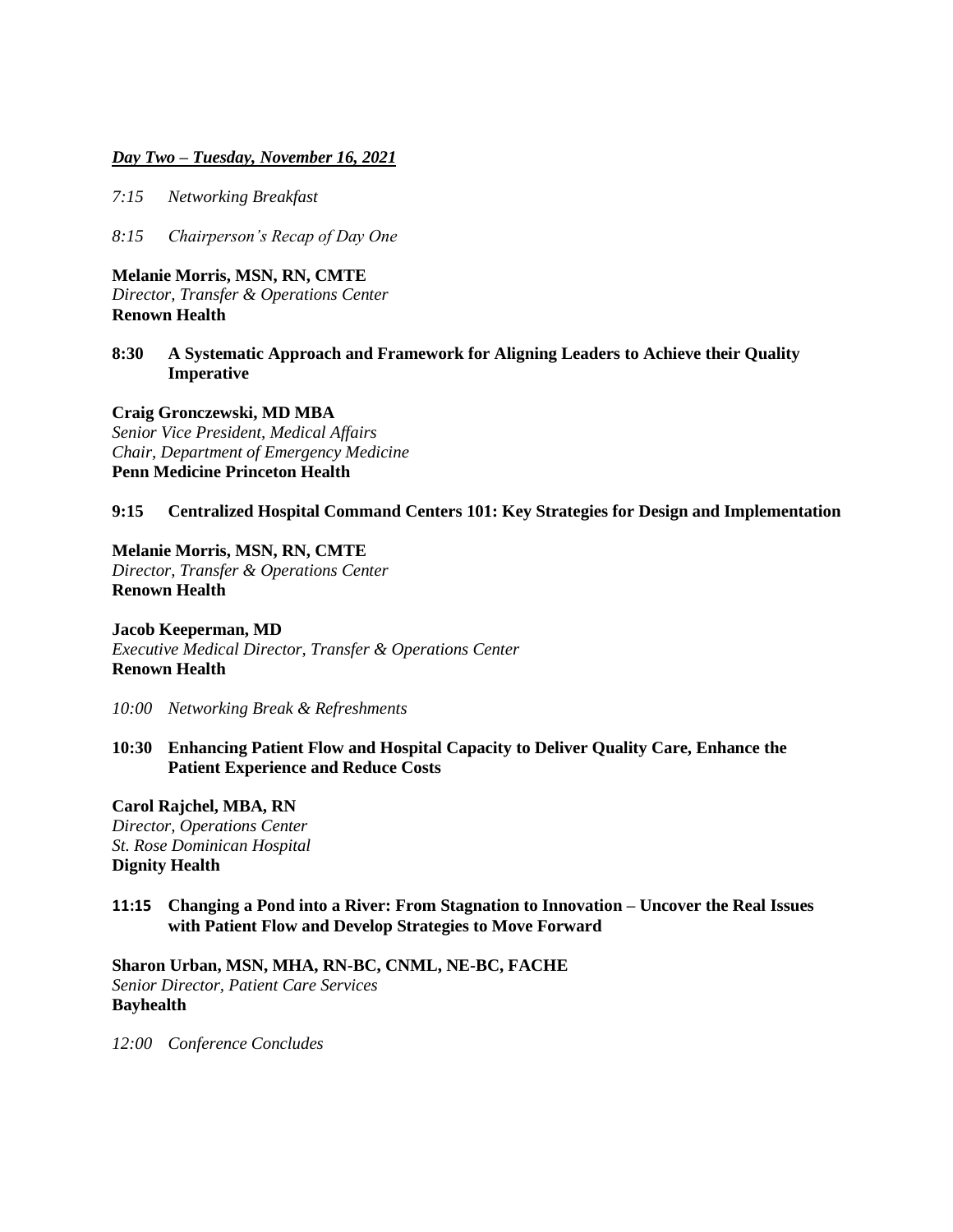***Day Two – Tuesday, November 16, 2021***

*7:15 Networking Breakfast*

*8:15 Chairperson's Recap of Day One*

**Melanie Morris, MSN, RN, CMTE**
*Director, Transfer & Operations Center*
**Renown Health**

**8:30 A Systematic Approach and Framework for Aligning Leaders to Achieve their Quality Imperative**

**Craig Gronczewski, MD MBA**
*Senior Vice President, Medical Affairs*
*Chair, Department of Emergency Medicine*
**Penn Medicine Princeton Health**

**9:15 Centralized Hospital Command Centers 101: Key Strategies for Design and Implementation**

**Melanie Morris, MSN, RN, CMTE**
*Director, Transfer & Operations Center*
**Renown Health**

**Jacob Keeperman, MD**
*Executive Medical Director, Transfer & Operations Center*
**Renown Health**

*10:00 Networking Break & Refreshments*

**10:30 Enhancing Patient Flow and Hospital Capacity to Deliver Quality Care, Enhance the Patient Experience and Reduce Costs**

**Carol Rajchel, MBA, RN**
*Director, Operations Center*
*St. Rose Dominican Hospital*
**Dignity Health**

**11:15 Changing a Pond into a River: From Stagnation to Innovation – Uncover the Real Issues with Patient Flow and Develop Strategies to Move Forward**

**Sharon Urban, MSN, MHA, RN-BC, CNML, NE-BC, FACHE**
*Senior Director, Patient Care Services*
**Bayhealth**

*12:00 Conference Concludes*